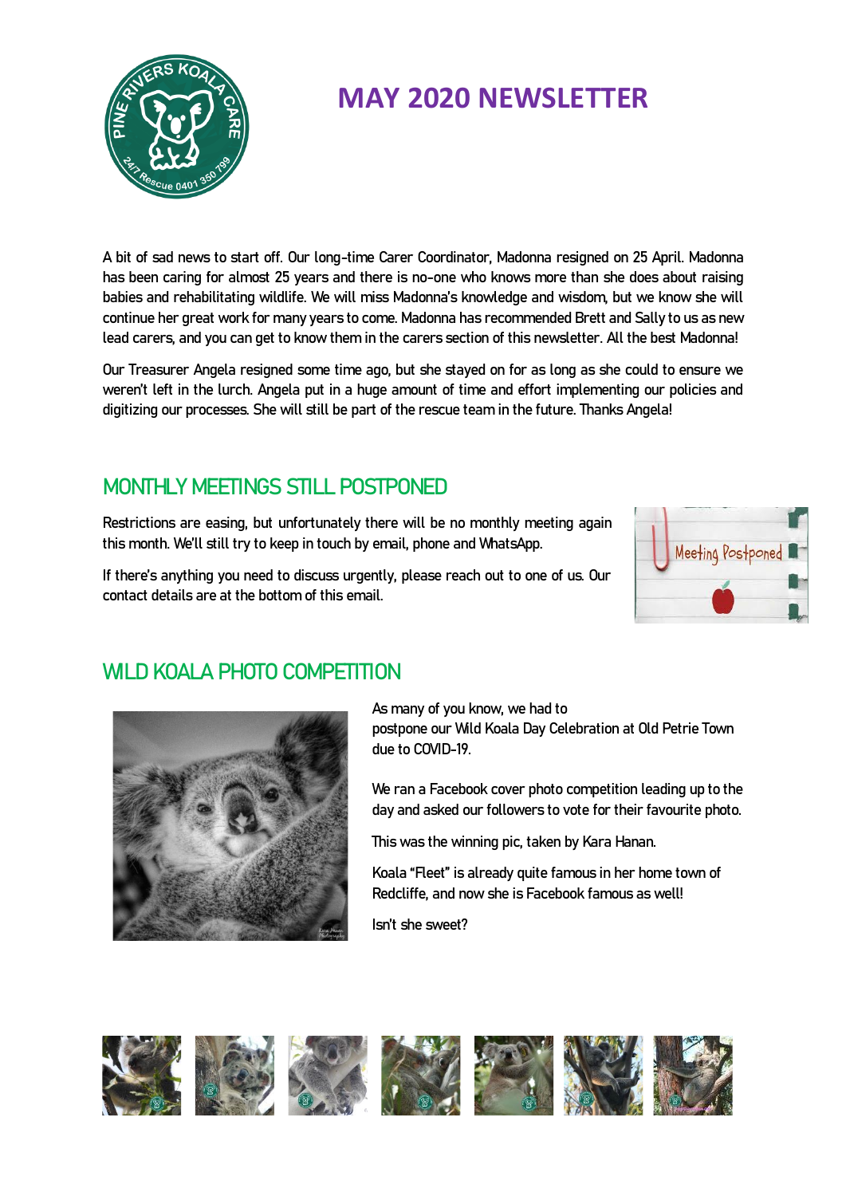# MAY 2020 NEWSLETTER

A bit of sad news to start off. Our long-time Carer Coordinator, Madonna resigned on 25 April. Madonna has been caring for almost 25 years and there is no-one who knows more than she does about raising babies and rehabilitating wildlife. We will miss Madonna's knowledge and wisdom, but we know she will continue her great work for many years to come. Madonna has recommended Brett and Sally to us as new lead carers, and you can get to know them in the carers section of this newsletter. All the best Madonna!

Our Treasurer Angela resigned some time ago, but she stayed on for as long as she could to ensure we weren't left in the lurch. Angela put in a huge amount of time and effort implementing our policies and digitizing our processes. She will still be part of the rescue team in the future. Thanks Angela!

## MONTHLY MEETINGS STILL POSTPONED

Restrictions are easing, but unfortunately there will be no monthly meeting again this month. We'll still try to keep in touch by email, phone and WhatsApp.

If there's anything you need to discuss urgently, please reach out to one of us. Our contact details are at the bottom of this email.

## WILD KOALA PHOTO COMPETITION

As many of you know, we had to postpone our Wild Koala Day Celebration at Old Petrie Town due to COVID-19.

We ran a Facebook cover photo competition leading up to the day and asked our followers to vote for their favourite photo.

This was the winning pic, taken by Kara Hanan.

Koala "Fleet" is already quite famous in her home town of Redcliffe, and now she is Facebook famous as well!

Isn't she sweet?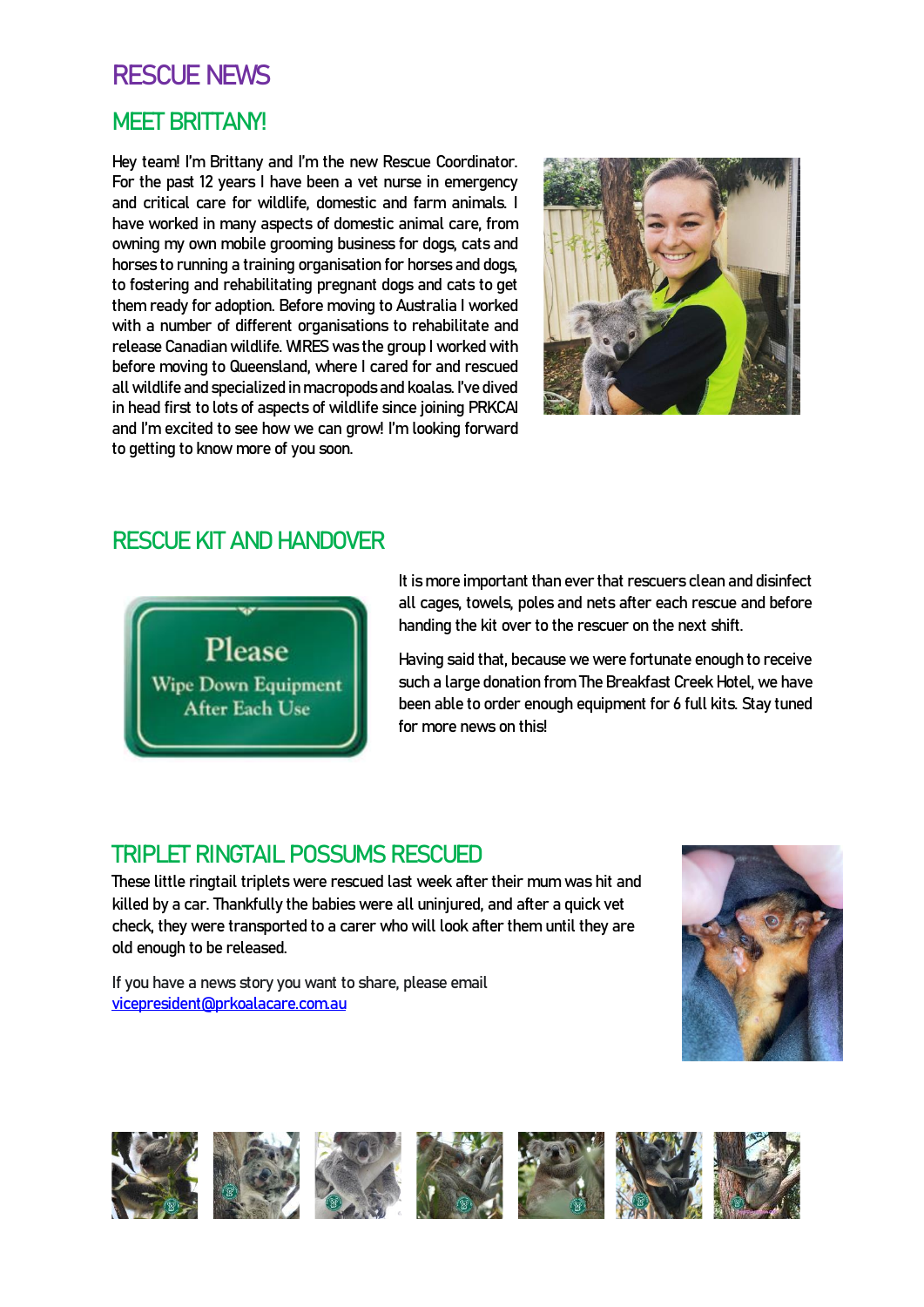# RESCUE NEWS

## MEET BRITTANY!

Hey team! I'm Brittany and I'm the new Rescue Coordinator. For the past 12 years I have been a vet nurse in emergency and critical care for wildlife, domestic and farm animals. I have worked in many aspects of domestic animal care, from owning my own mobile grooming business for dogs, cats and horses to running a training organisation for horses and dogs, to fostering and rehabilitating pregnant dogs and cats to get them ready for adoption. Before moving to Australia I worked with a number of different organisations to rehabilitate and release Canadian wildlife. WIRES was the group I worked with before moving to Queensland, where I cared for and rescued all wildlife and specialized in macropods and koalas. I've dived in head first to lots of aspects of wildlife since joining PRKCAI and I'm excited to see how we can grow! I'm looking forward to getting to know more of you soon.

## RESCUE KIT AND HANDOVER

It is more important than ever that rescuers clean and disinfect all cages, towels, poles and nets after each rescue and before handing the kit over to the rescuer on the next shift.

Having said that, because we were fortunate enough to receive such a large donation from The Breakfast Creek Hotel, we have been able to order enough equipment for 6 full kits. Stay tuned for more news on this!

## TRIPLET RINGTAIL POSSUMS RESCUED

These little ringtail triplets were rescued last week after their mum was hit and killed by a car. Thankfully the babies were all uninjured, and after a quick vet check, they were transported to a carer who will look after them until they are old enough to be released.

If you have a news story you want to share, please email [vicepresident@prkoalacare.com.au](mailto:vicepresident@prkoalacare.com.au)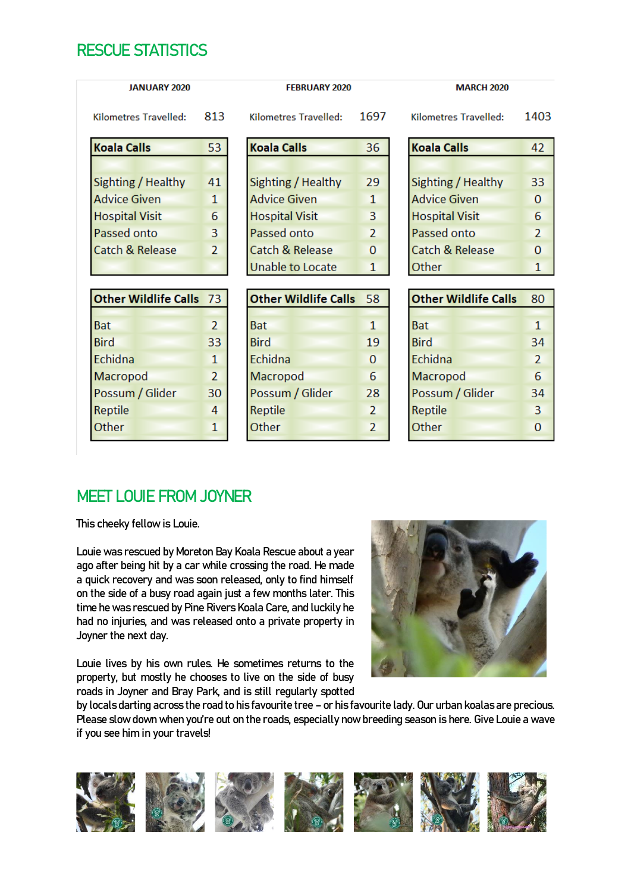## RESCUE STATISTICS

| JANUARY 2020 | | FEBRUARY 2020 | | MARCH 2020 | |
|---|---|---|---|---|---|
| Kilometres Travelled: | 813 | Kilometres Travelled: | 1697 | Kilometres Travelled: | 1403 |

| Koala Calls | 53 | Koala Calls | 36 | Koala Calls | 42 |
|---|---|---|---|---|---|
| Sighting / Healthy | 41 | Sighting / Healthy | 29 | Sighting / Healthy | 33 |
| Advice Given | 1 | Advice Given | 1 | Advice Given | 0 |
| Hospital Visit | 6 | Hospital Visit | 3 | Hospital Visit | 6 |
| Passed onto | 3 | Passed onto | 2 | Passed onto | 2 |
| Catch & Release | 2 | Catch & Release | 0 | Catch & Release | 0 |
| | | Unable to Locate | 1 | Other | 1 |

| Other Wildlife Calls | 73 | Other Wildlife Calls | 58 | Other Wildlife Calls | 80 |
|---|---|---|---|---|---|
| Bat | 2 | Bat | 1 | Bat | 1 |
| Bird | 33 | Bird | 19 | Bird | 34 |
| Echidna | 1 | Echidna | 0 | Echidna | 2 |
| Macropod | 2 | Macropod | 6 | Macropod | 6 |
| Possum / Glider | 30 | Possum / Glider | 28 | Possum / Glider | 34 |
| Reptile | 4 | Reptile | 2 | Reptile | 3 |
| Other | 1 | Other | 2 | Other | 0 |

## MEET LOUIE FROM JOYNER

This cheeky fellow is Louie.

Louie was rescued by Moreton Bay Koala Rescue about a year ago after being hit by a car while crossing the road. He made a quick recovery and was soon released, only to find himself on the side of a busy road again just a few months later. This time he was rescued by Pine Rivers Koala Care, and luckily he had no injuries, and was released onto a private property in Joyner the next day.

Louie lives by his own rules. He sometimes returns to the property, but mostly he chooses to live on the side of busy roads in Joyner and Bray Park, and is still regularly spotted by locals darting across the road to his favourite tree – or his favourite lady. Our urban koalas are precious. Please slow down when you're out on the roads, especially now breeding season is here. Give Louie a wave if you see him in your travels!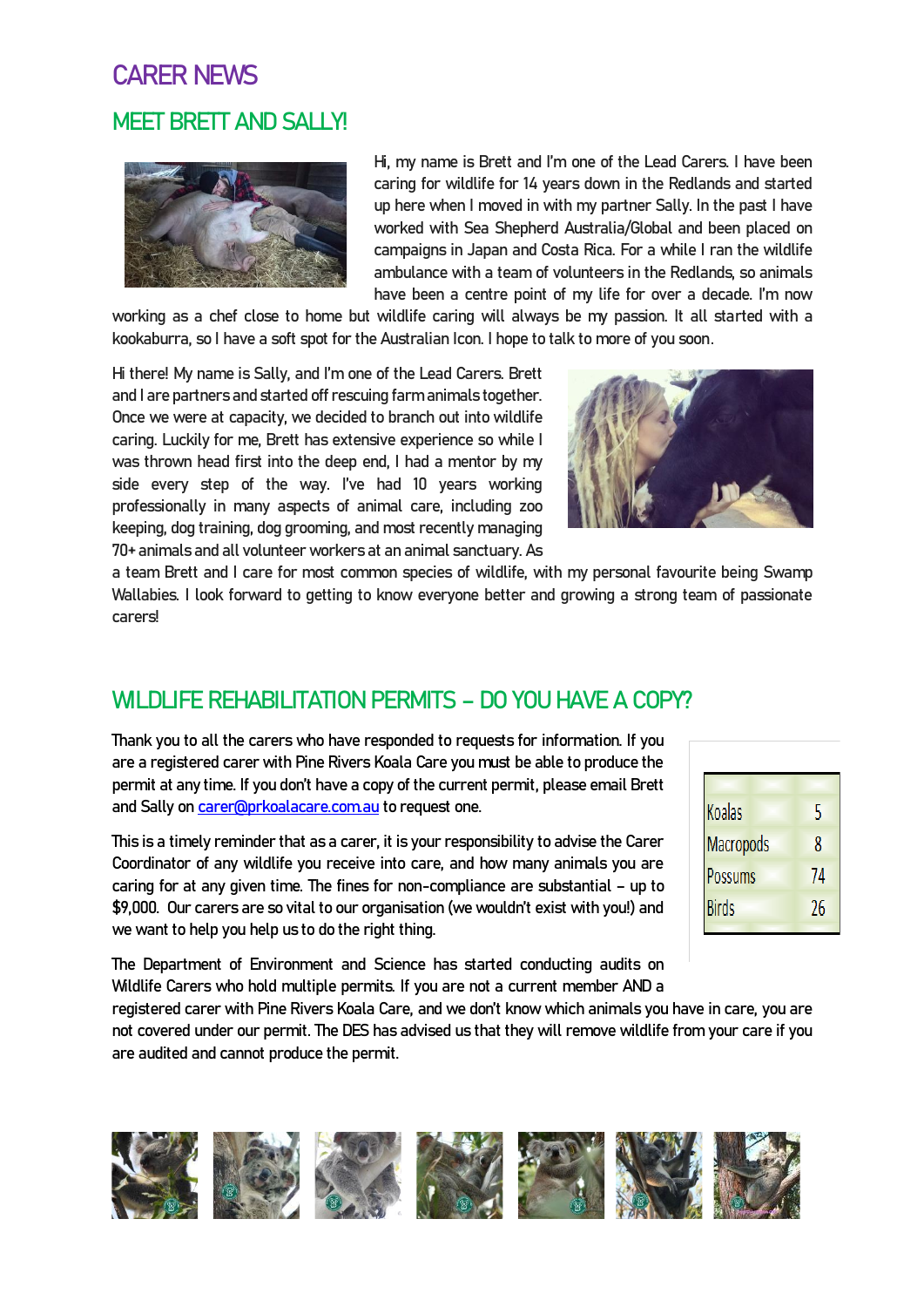# CARER NEWS

## MEET BRETT AND SALLY!

Hi, my name is Brett and I'm one of the Lead Carers. I have been caring for wildlife for 14 years down in the Redlands and started up here when I moved in with my partner Sally. In the past I have worked with Sea Shepherd Australia/Global and been placed on campaigns in Japan and Costa Rica. For a while I ran the wildlife ambulance with a team of volunteers in the Redlands, so animals have been a centre point of my life for over a decade. I'm now working as a chef close to home but wildlife caring will always be my passion. It all started with a kookaburra, so I have a soft spot for the Australian Icon. I hope to talk to more of you soon.

Hi there! My name is Sally, and I'm one of the Lead Carers. Brett and I are partners and started off rescuing farm animals together. Once we were at capacity, we decided to branch out into wildlife caring. Luckily for me, Brett has extensive experience so while I was thrown head first into the deep end, I had a mentor by my side every step of the way. I've had 10 years working professionally in many aspects of animal care, including zoo keeping, dog training, dog grooming, and most recently managing 70+ animals and all volunteer workers at an animal sanctuary. As a team Brett and I care for most common species of wildlife, with my personal favourite being Swamp Wallabies. I look forward to getting to know everyone better and growing a strong team of passionate carers!

## WILDLIFE REHABILITATION PERMITS – DO YOU HAVE A COPY?

Thank you to all the carers who have responded to requests for information. If you are a registered carer with Pine Rivers Koala Care you must be able to produce the permit at any time. If you don't have a copy of the current permit, please email Brett and Sally on carer@prkoalacare.com.au to request one.

This is a timely reminder that as a carer, it is your responsibility to advise the Carer Coordinator of any wildlife you receive into care, and how many animals you are caring for at any given time. The fines for non-compliance are substantial – up to $9,000. Our carers are so vital to our organisation (we wouldn't exist with you!) and we want to help you help us to do the right thing.

| | |
|---|---|
| Koalas | 5 |
| Macropods | 8 |
| Possums | 74 |
| Birds | 26 |

The Department of Environment and Science has started conducting audits on Wildlife Carers who hold multiple permits. If you are not a current member AND a registered carer with Pine Rivers Koala Care, and we don't know which animals you have in care, you are not covered under our permit. The DES has advised us that they will remove wildlife from your care if you are audited and cannot produce the permit.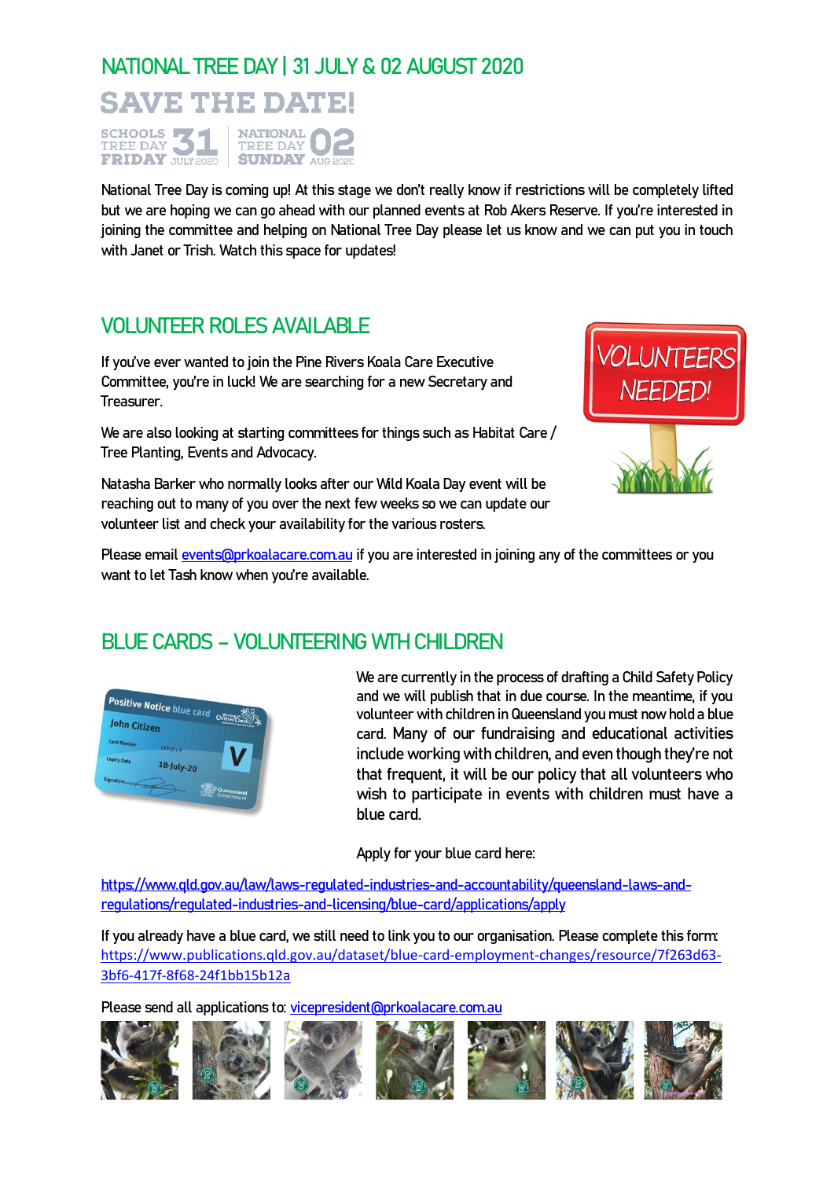## NATIONAL TREE DAY | 31 JULY & 02 AUGUST 2020

SAVE THE DATE!

SCHOOLS TREE DAY FRIDAY 31 JULY 2020 | NATIONAL TREE DAY SUNDAY 02 AUG 2020

National Tree Day is coming up! At this stage we don't really know if restrictions will be completely lifted but we are hoping we can go ahead with our planned events at Rob Akers Reserve. If you're interested in joining the committee and helping on National Tree Day please let us know and we can put you in touch with Janet or Trish. Watch this space for updates!

## VOLUNTEER ROLES AVAILABLE

If you've ever wanted to join the Pine Rivers Koala Care Executive Committee, you're in luck! We are searching for a new Secretary and Treasurer.

We are also looking at starting committees for things such as Habitat Care / Tree Planting, Events and Advocacy.

Natasha Barker who normally looks after our Wild Koala Day event will be reaching out to many of you over the next few weeks so we can update our volunteer list and check your availability for the various rosters.

Please email events@prkoalacare.com.au if you are interested in joining any of the committees or you want to let Tash know when you're available.

## BLUE CARDS – VOLUNTEERING WITH CHILDREN

We are currently in the process of drafting a Child Safety Policy and we will publish that in due course. In the meantime, if you volunteer with children in Queensland you must now hold a blue card. Many of our fundraising and educational activities include working with children, and even though they're not that frequent, it will be our policy that all volunteers who wish to participate in events with children must have a blue card.

Apply for your blue card here:

https://www.qld.gov.au/law/laws-regulated-industries-and-accountability/queensland-laws-and-regulations/regulated-industries-and-licensing/blue-card/applications/apply

If you already have a blue card, we still need to link you to our organisation. Please complete this form: https://www.publications.qld.gov.au/dataset/blue-card-employment-changes/resource/7f263d63-3bf6-417f-8f68-24f1bb15b12a

Please send all applications to: vicepresident@prkoalacare.com.au